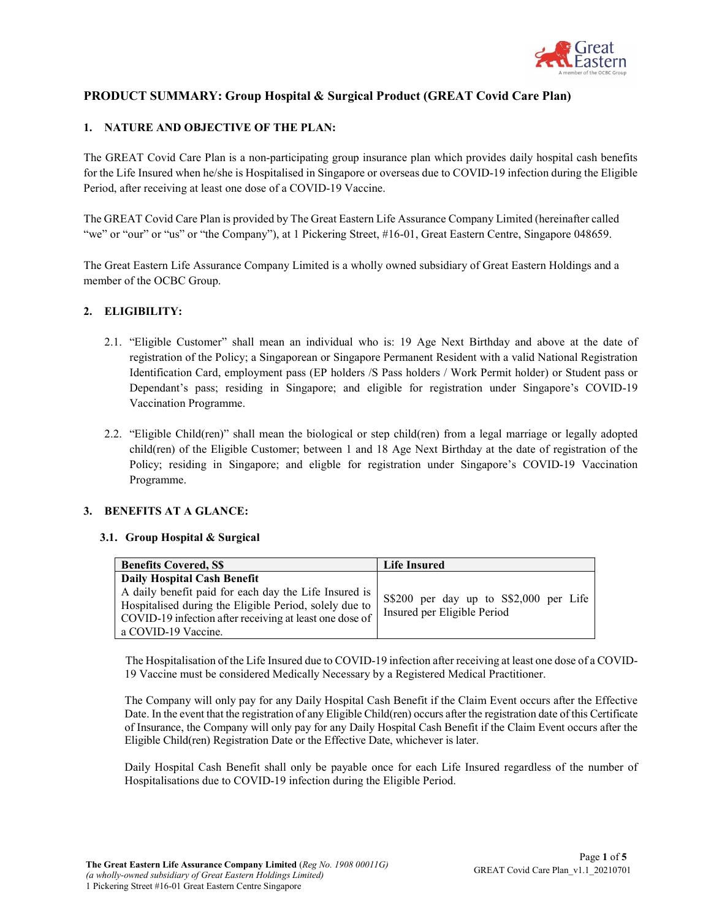# PRODUCT SUMMARY: Group Hospital & Surgical Product (GREAT Covid Care Plan)

## 1. NATURE AND OBJECTIVE OF THE PLAN:

The GREAT Covid Care Plan is a non-participating group insurance plan which provides daily hospital cash benefits for the Life Insured when he/she is Hospitalised in Singapore or overseas due to COVID-19 infection during the Eligible Period, after receiving at least one dose of a COVID-19 Vaccine.

The GREAT Covid Care Plan is provided by The Great Eastern Life Assurance Company Limited (hereinafter called "we" or "our" or "us" or "the Company"), at 1 Pickering Street, #16-01, Great Eastern Centre, Singapore 048659.

The Great Eastern Life Assurance Company Limited is a wholly owned subsidiary of Great Eastern Holdings and a member of the OCBC Group.

## 2. ELIGIBILITY:

2.1. "Eligible Customer" shall mean an individual who is: 19 Age Next Birthday and above at the date of registration of the Policy; a Singaporean or Singapore Permanent Resident with a valid National Registration Identification Card, employment pass (EP holders /S Pass holders / Work Permit holder) or Student pass or Dependant's pass; residing in Singapore; and eligible for registration under Singapore's COVID-19 Vaccination Programme.

2.2. "Eligible Child(ren)" shall mean the biological or step child(ren) from a legal marriage or legally adopted child(ren) of the Eligible Customer; between 1 and 18 Age Next Birthday at the date of registration of the Policy; residing in Singapore; and eligble for registration under Singapore's COVID-19 Vaccination Programme.

## 3. BENEFITS AT A GLANCE:

### 3.1. Group Hospital & Surgical

| Benefits Covered, S$ | Life Insured |
|---|---|
| **Daily Hospital Cash Benefit**<br>A daily benefit paid for each day the Life Insured is Hospitalised during the Eligible Period, solely due to COVID-19 infection after receiving at least one dose of a COVID-19 Vaccine. | S$200 per day up to S$2,000 per Life Insured per Eligible Period |

The Hospitalisation of the Life Insured due to COVID-19 infection after receiving at least one dose of a COVID-19 Vaccine must be considered Medically Necessary by a Registered Medical Practitioner.

The Company will only pay for any Daily Hospital Cash Benefit if the Claim Event occurs after the Effective Date. In the event that the registration of any Eligible Child(ren) occurs after the registration date of this Certificate of Insurance, the Company will only pay for any Daily Hospital Cash Benefit if the Claim Event occurs after the Eligible Child(ren) Registration Date or the Effective Date, whichever is later.

Daily Hospital Cash Benefit shall only be payable once for each Life Insured regardless of the number of Hospitalisations due to COVID-19 infection during the Eligible Period.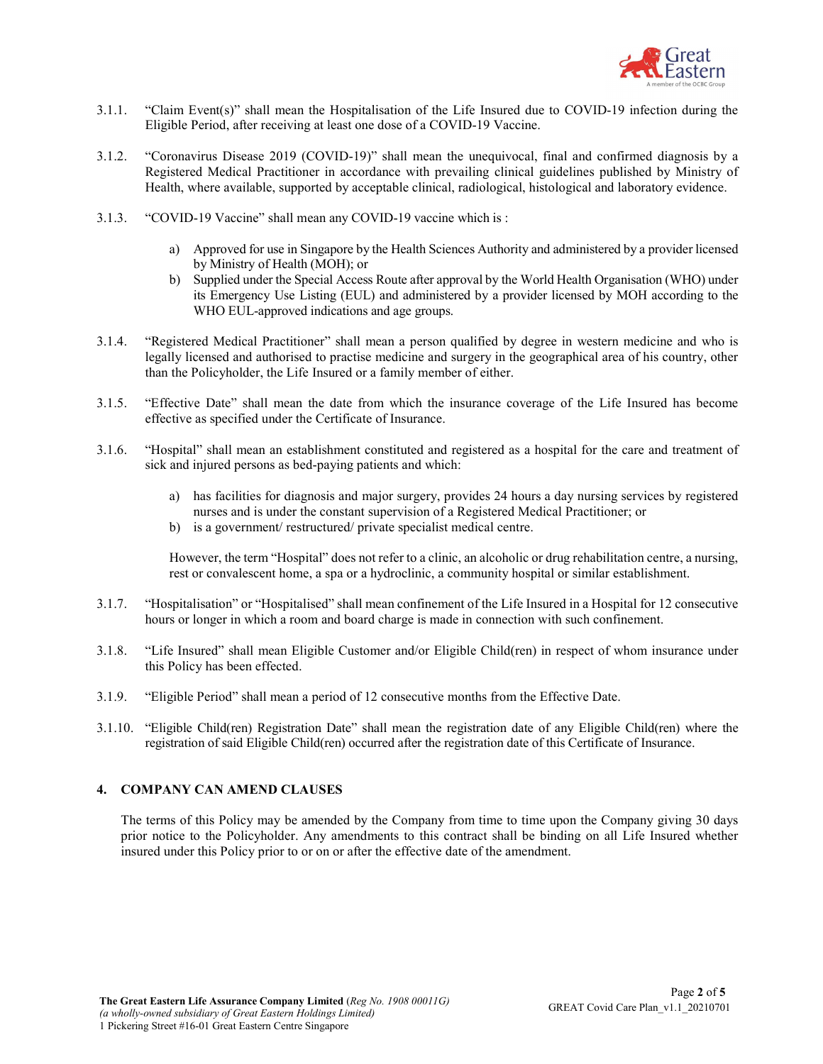3.1.1. "Claim Event(s)" shall mean the Hospitalisation of the Life Insured due to COVID-19 infection during the Eligible Period, after receiving at least one dose of a COVID-19 Vaccine.

3.1.2. "Coronavirus Disease 2019 (COVID-19)" shall mean the unequivocal, final and confirmed diagnosis by a Registered Medical Practitioner in accordance with prevailing clinical guidelines published by Ministry of Health, where available, supported by acceptable clinical, radiological, histological and laboratory evidence.

3.1.3. "COVID-19 Vaccine" shall mean any COVID-19 vaccine which is :

a) Approved for use in Singapore by the Health Sciences Authority and administered by a provider licensed by Ministry of Health (MOH); or
b) Supplied under the Special Access Route after approval by the World Health Organisation (WHO) under its Emergency Use Listing (EUL) and administered by a provider licensed by MOH according to the WHO EUL-approved indications and age groups.

3.1.4. "Registered Medical Practitioner" shall mean a person qualified by degree in western medicine and who is legally licensed and authorised to practise medicine and surgery in the geographical area of his country, other than the Policyholder, the Life Insured or a family member of either.

3.1.5. "Effective Date" shall mean the date from which the insurance coverage of the Life Insured has become effective as specified under the Certificate of Insurance.

3.1.6. "Hospital" shall mean an establishment constituted and registered as a hospital for the care and treatment of sick and injured persons as bed-paying patients and which:

a) has facilities for diagnosis and major surgery, provides 24 hours a day nursing services by registered nurses and is under the constant supervision of a Registered Medical Practitioner; or
b) is a government/ restructured/ private specialist medical centre.

However, the term "Hospital" does not refer to a clinic, an alcoholic or drug rehabilitation centre, a nursing, rest or convalescent home, a spa or a hydroclinic, a community hospital or similar establishment.

3.1.7. "Hospitalisation" or "Hospitalised" shall mean confinement of the Life Insured in a Hospital for 12 consecutive hours or longer in which a room and board charge is made in connection with such confinement.

3.1.8. "Life Insured" shall mean Eligible Customer and/or Eligible Child(ren) in respect of whom insurance under this Policy has been effected.

3.1.9. "Eligible Period" shall mean a period of 12 consecutive months from the Effective Date.

3.1.10. "Eligible Child(ren) Registration Date" shall mean the registration date of any Eligible Child(ren) where the registration of said Eligible Child(ren) occurred after the registration date of this Certificate of Insurance.

## 4. COMPANY CAN AMEND CLAUSES

The terms of this Policy may be amended by the Company from time to time upon the Company giving 30 days prior notice to the Policyholder. Any amendments to this contract shall be binding on all Life Insured whether insured under this Policy prior to or on or after the effective date of the amendment.

**The Great Eastern Life Assurance Company Limited** (*Reg No. 1908 00011G*)
*(a wholly-owned subsidiary of Great Eastern Holdings Limited)*
1 Pickering Street #16-01 Great Eastern Centre Singapore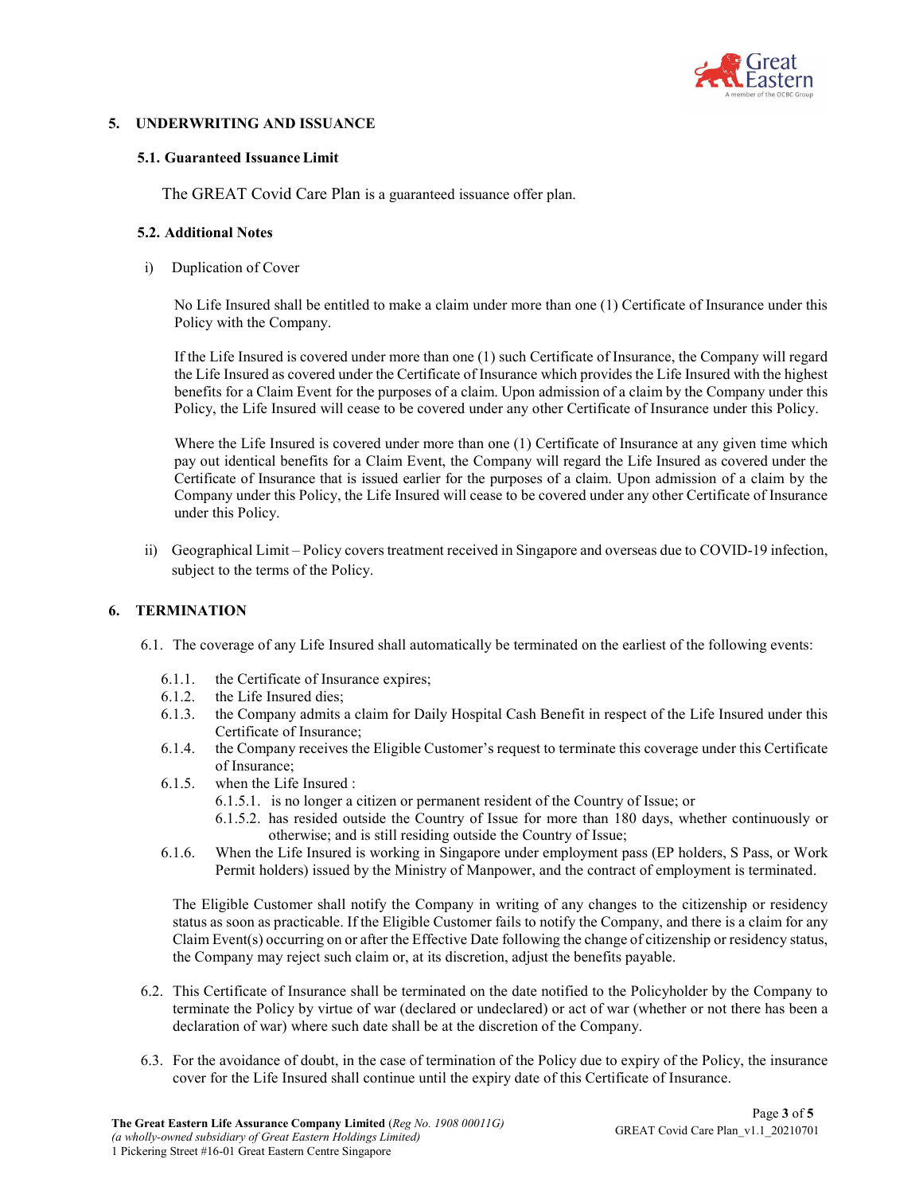## 5. UNDERWRITING AND ISSUANCE

### 5.1. Guaranteed Issuance Limit

The GREAT Covid Care Plan is a guaranteed issuance offer plan.

### 5.2. Additional Notes

i) Duplication of Cover

No Life Insured shall be entitled to make a claim under more than one (1) Certificate of Insurance under this Policy with the Company.

If the Life Insured is covered under more than one (1) such Certificate of Insurance, the Company will regard the Life Insured as covered under the Certificate of Insurance which provides the Life Insured with the highest benefits for a Claim Event for the purposes of a claim. Upon admission of a claim by the Company under this Policy, the Life Insured will cease to be covered under any other Certificate of Insurance under this Policy.

Where the Life Insured is covered under more than one (1) Certificate of Insurance at any given time which pay out identical benefits for a Claim Event, the Company will regard the Life Insured as covered under the Certificate of Insurance that is issued earlier for the purposes of a claim. Upon admission of a claim by the Company under this Policy, the Life Insured will cease to be covered under any other Certificate of Insurance under this Policy.

ii) Geographical Limit – Policy covers treatment received in Singapore and overseas due to COVID-19 infection, subject to the terms of the Policy.

## 6. TERMINATION

6.1. The coverage of any Life Insured shall automatically be terminated on the earliest of the following events:

- 6.1.1. the Certificate of Insurance expires;
- 6.1.2. the Life Insured dies;
- 6.1.3. the Company admits a claim for Daily Hospital Cash Benefit in respect of the Life Insured under this Certificate of Insurance;
- 6.1.4. the Company receives the Eligible Customer's request to terminate this coverage under this Certificate of Insurance;
- 6.1.5. when the Life Insured :
  - 6.1.5.1. is no longer a citizen or permanent resident of the Country of Issue; or
  - 6.1.5.2. has resided outside the Country of Issue for more than 180 days, whether continuously or otherwise; and is still residing outside the Country of Issue;
- 6.1.6. When the Life Insured is working in Singapore under employment pass (EP holders, S Pass, or Work Permit holders) issued by the Ministry of Manpower, and the contract of employment is terminated.

The Eligible Customer shall notify the Company in writing of any changes to the citizenship or residency status as soon as practicable. If the Eligible Customer fails to notify the Company, and there is a claim for any Claim Event(s) occurring on or after the Effective Date following the change of citizenship or residency status, the Company may reject such claim or, at its discretion, adjust the benefits payable.

6.2. This Certificate of Insurance shall be terminated on the date notified to the Policyholder by the Company to terminate the Policy by virtue of war (declared or undeclared) or act of war (whether or not there has been a declaration of war) where such date shall be at the discretion of the Company.

6.3. For the avoidance of doubt, in the case of termination of the Policy due to expiry of the Policy, the insurance cover for the Life Insured shall continue until the expiry date of this Certificate of Insurance.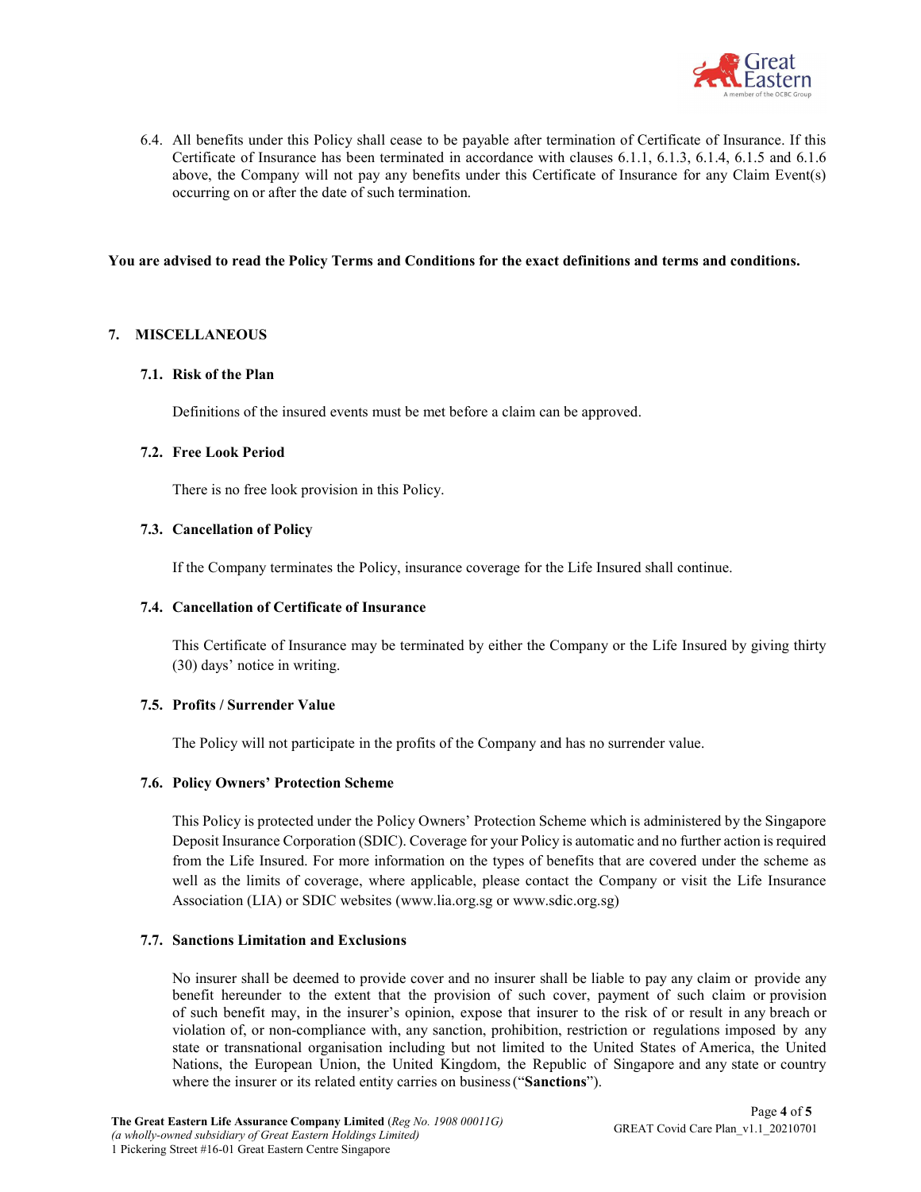6.4. All benefits under this Policy shall cease to be payable after termination of Certificate of Insurance. If this Certificate of Insurance has been terminated in accordance with clauses 6.1.1, 6.1.3, 6.1.4, 6.1.5 and 6.1.6 above, the Company will not pay any benefits under this Certificate of Insurance for any Claim Event(s) occurring on or after the date of such termination.

**You are advised to read the Policy Terms and Conditions for the exact definitions and terms and conditions.**

## 7. MISCELLANEOUS

### 7.1. Risk of the Plan

Definitions of the insured events must be met before a claim can be approved.

### 7.2. Free Look Period

There is no free look provision in this Policy.

### 7.3. Cancellation of Policy

If the Company terminates the Policy, insurance coverage for the Life Insured shall continue.

### 7.4. Cancellation of Certificate of Insurance

This Certificate of Insurance may be terminated by either the Company or the Life Insured by giving thirty (30) days' notice in writing.

### 7.5. Profits / Surrender Value

The Policy will not participate in the profits of the Company and has no surrender value.

### 7.6. Policy Owners' Protection Scheme

This Policy is protected under the Policy Owners' Protection Scheme which is administered by the Singapore Deposit Insurance Corporation (SDIC). Coverage for your Policy is automatic and no further action is required from the Life Insured. For more information on the types of benefits that are covered under the scheme as well as the limits of coverage, where applicable, please contact the Company or visit the Life Insurance Association (LIA) or SDIC websites (www.lia.org.sg or www.sdic.org.sg)

### 7.7. Sanctions Limitation and Exclusions

No insurer shall be deemed to provide cover and no insurer shall be liable to pay any claim or provide any benefit hereunder to the extent that the provision of such cover, payment of such claim or provision of such benefit may, in the insurer's opinion, expose that insurer to the risk of or result in any breach or violation of, or non-compliance with, any sanction, prohibition, restriction or regulations imposed by any state or transnational organisation including but not limited to the United States of America, the United Nations, the European Union, the United Kingdom, the Republic of Singapore and any state or country where the insurer or its related entity carries on business ("**Sanctions**").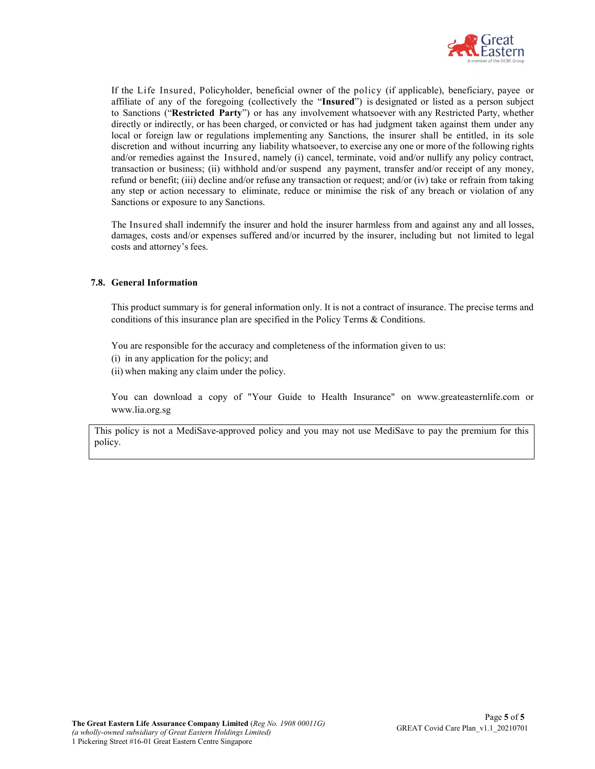If the Life Insured, Policyholder, beneficial owner of the policy (if applicable), beneficiary, payee or affiliate of any of the foregoing (collectively the "**Insured**") is designated or listed as a person subject to Sanctions ("**Restricted Party**") or has any involvement whatsoever with any Restricted Party, whether directly or indirectly, or has been charged, or convicted or has had judgment taken against them under any local or foreign law or regulations implementing any Sanctions, the insurer shall be entitled, in its sole discretion and without incurring any liability whatsoever, to exercise any one or more of the following rights and/or remedies against the Insured, namely (i) cancel, terminate, void and/or nullify any policy contract, transaction or business; (ii) withhold and/or suspend any payment, transfer and/or receipt of any money, refund or benefit; (iii) decline and/or refuse any transaction or request; and/or (iv) take or refrain from taking any step or action necessary to eliminate, reduce or minimise the risk of any breach or violation of any Sanctions or exposure to any Sanctions.

The Insured shall indemnify the insurer and hold the insurer harmless from and against any and all losses, damages, costs and/or expenses suffered and/or incurred by the insurer, including but not limited to legal costs and attorney's fees.

### 7.8. General Information

This product summary is for general information only. It is not a contract of insurance. The precise terms and conditions of this insurance plan are specified in the Policy Terms & Conditions.

You are responsible for the accuracy and completeness of the information given to us:

(i) in any application for the policy; and

(ii) when making any claim under the policy.

You can download a copy of "Your Guide to Health Insurance" on www.greateasternlife.com or www.lia.org.sg

| |
|---|
| This policy is not a MediSave-approved policy and you may not use MediSave to pay the premium for this policy. |

**The Great Eastern Life Assurance Company Limited** (*Reg No. 1908 00011G)*
*(a wholly-owned subsidiary of Great Eastern Holdings Limited)*
1 Pickering Street #16-01 Great Eastern Centre Singapore

GREAT Covid Care Plan_v1.1_20210701